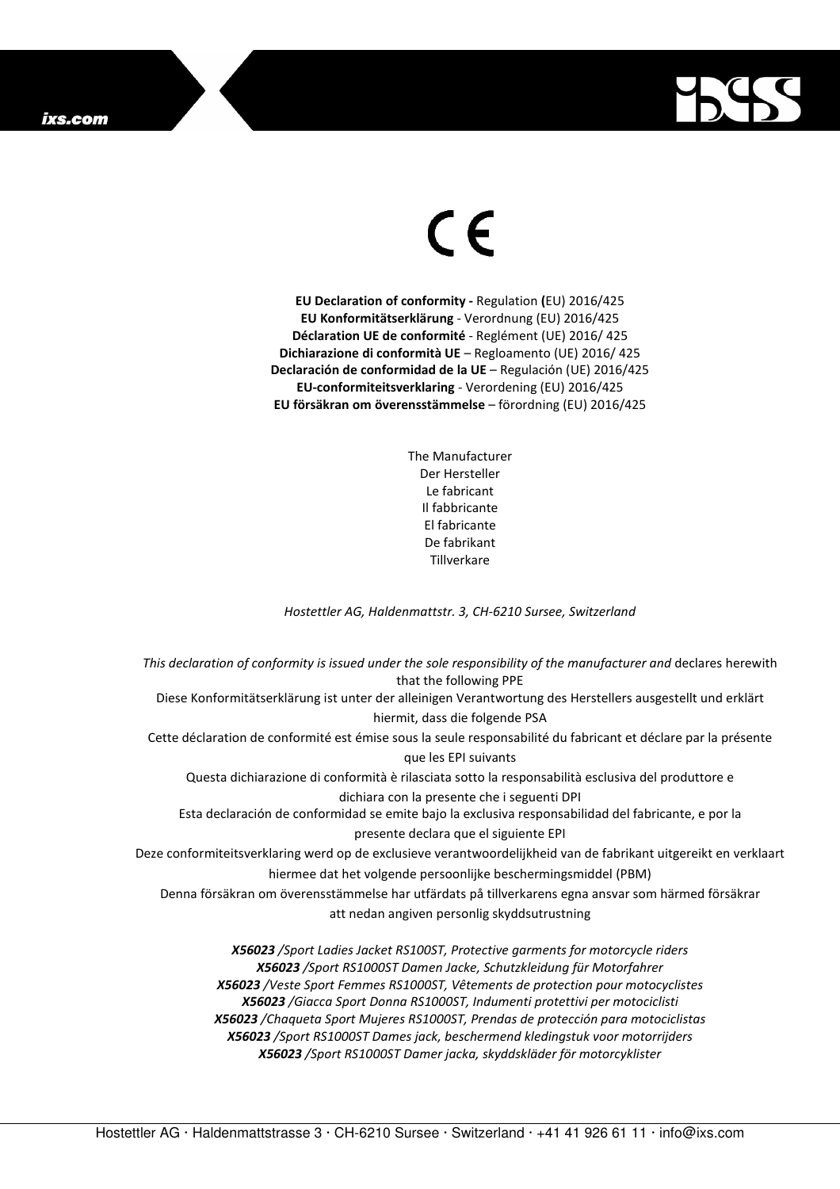CE

**EU Declaration of conformity -** Regulation **(**EU) 2016/425
**EU Konformitätserklärung** - Verordnung (EU) 2016/425
**Déclaration UE de conformité** - Reglément (UE) 2016/ 425
**Dichiarazione di conformità UE** – Regloamento (UE) 2016/ 425
**Declaración de conformidad de la UE** – Regulación (UE) 2016/425
**EU-conformiteitsverklaring** - Verordening (EU) 2016/425
**EU försäkran om överensstämmelse** – förordning (EU) 2016/425

The Manufacturer
Der Hersteller
Le fabricant
Il fabbricante
El fabricante
De fabrikant
Tillverkare

*Hostettler AG, Haldenmattstr. 3, CH-6210 Sursee, Switzerland*

*This declaration of conformity is issued under the sole responsibility of the manufacturer and* declares herewith that the following PPE
Diese Konformitätserklärung ist unter der alleinigen Verantwortung des Herstellers ausgestellt und erklärt hiermit, dass die folgende PSA
Cette déclaration de conformité est émise sous la seule responsabilité du fabricant et déclare par la présente que les EPI suivants
Questa dichiarazione di conformità è rilasciata sotto la responsabilità esclusiva del produttore e dichiara con la presente che i seguenti DPI
Esta declaración de conformidad se emite bajo la exclusiva responsabilidad del fabricante, e por la presente declara que el siguiente EPI
Deze conformiteitsverklaring werd op de exclusieve verantwoordelijkheid van de fabrikant uitgereikt en verklaart hiermee dat het volgende persoonlijke beschermingsmiddel (PBM)
Denna försäkran om överensstämmelse har utfärdats på tillverkarens egna ansvar som härmed försäkrar att nedan angiven personlig skyddsutrustning

***X56023*** */Sport Ladies Jacket RS100ST, Protective garments for motorcycle riders*
***X56023*** */Sport RS1000ST Damen Jacke, Schutzkleidung für Motorfahrer*
***X56023*** */Veste Sport Femmes RS1000ST, Vêtements de protection pour motocyclistes*
***X56023*** */Giacca Sport Donna RS1000ST, Indumenti protettivi per motociclisti*
***X56023*** */Chaqueta Sport Mujeres RS1000ST, Prendas de protección para motociclistas*
***X56023*** */Sport RS1000ST Dames jack, beschermend kledingstuk voor motorrijders*
***X56023*** */Sport RS1000ST Damer jacka, skyddskläder för motorcyklister*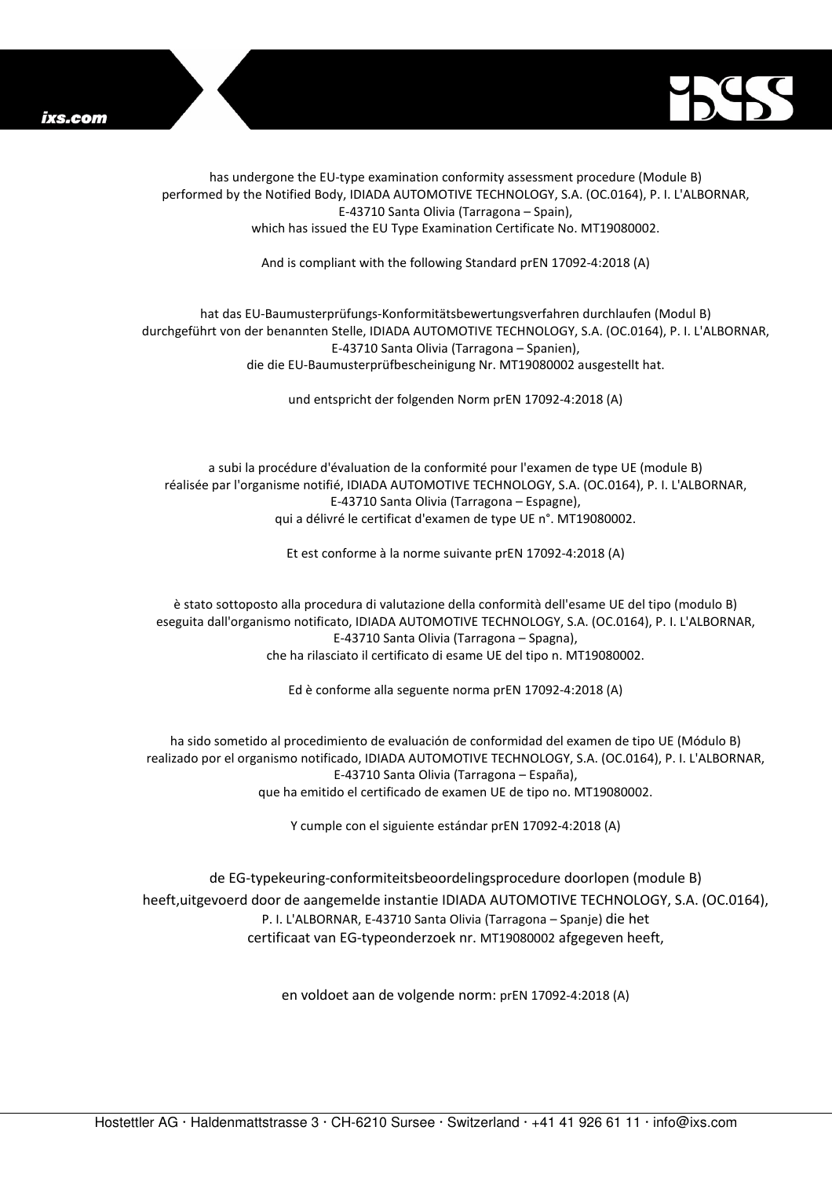has undergone the EU-type examination conformity assessment procedure (Module B) performed by the Notified Body, IDIADA AUTOMOTIVE TECHNOLOGY, S.A. (OC.0164), P. I. L'ALBORNAR, E-43710 Santa Olivia (Tarragona – Spain), which has issued the EU Type Examination Certificate No. MT19080002.

And is compliant with the following Standard prEN 17092-4:2018 (A)

hat das EU-Baumusterprüfungs-Konformitätsbewertungsverfahren durchlaufen (Modul B) durchgeführt von der benannten Stelle, IDIADA AUTOMOTIVE TECHNOLOGY, S.A. (OC.0164), P. I. L'ALBORNAR, E-43710 Santa Olivia (Tarragona – Spanien), die die EU-Baumusterprüfbescheinigung Nr. MT19080002 ausgestellt hat.

und entspricht der folgenden Norm prEN 17092-4:2018 (A)

a subi la procédure d'évaluation de la conformité pour l'examen de type UE (module B) réalisée par l'organisme notifié, IDIADA AUTOMOTIVE TECHNOLOGY, S.A. (OC.0164), P. I. L'ALBORNAR, E-43710 Santa Olivia (Tarragona – Espagne), qui a délivré le certificat d'examen de type UE n°. MT19080002.

Et est conforme à la norme suivante prEN 17092-4:2018 (A)

è stato sottoposto alla procedura di valutazione della conformità dell'esame UE del tipo (modulo B) eseguita dall'organismo notificato, IDIADA AUTOMOTIVE TECHNOLOGY, S.A. (OC.0164), P. I. L'ALBORNAR, E-43710 Santa Olivia (Tarragona – Spagna), che ha rilasciato il certificato di esame UE del tipo n. MT19080002.

Ed è conforme alla seguente norma prEN 17092-4:2018 (A)

ha sido sometido al procedimiento de evaluación de conformidad del examen de tipo UE (Módulo B) realizado por el organismo notificado, IDIADA AUTOMOTIVE TECHNOLOGY, S.A. (OC.0164), P. I. L'ALBORNAR, E-43710 Santa Olivia (Tarragona – España), que ha emitido el certificado de examen UE de tipo no. MT19080002.

Y cumple con el siguiente estándar prEN 17092-4:2018 (A)

de EG-typekeuring-conformiteitsbeoordelingsprocedure doorlopen (module B) heeft,uitgevoerd door de aangemelde instantie IDIADA AUTOMOTIVE TECHNOLOGY, S.A. (OC.0164), P. I. L'ALBORNAR, E-43710 Santa Olivia (Tarragona – Spanje) die het certificaat van EG-typeonderzoek nr. MT19080002 afgegeven heeft,

en voldoet aan de volgende norm: prEN 17092-4:2018 (A)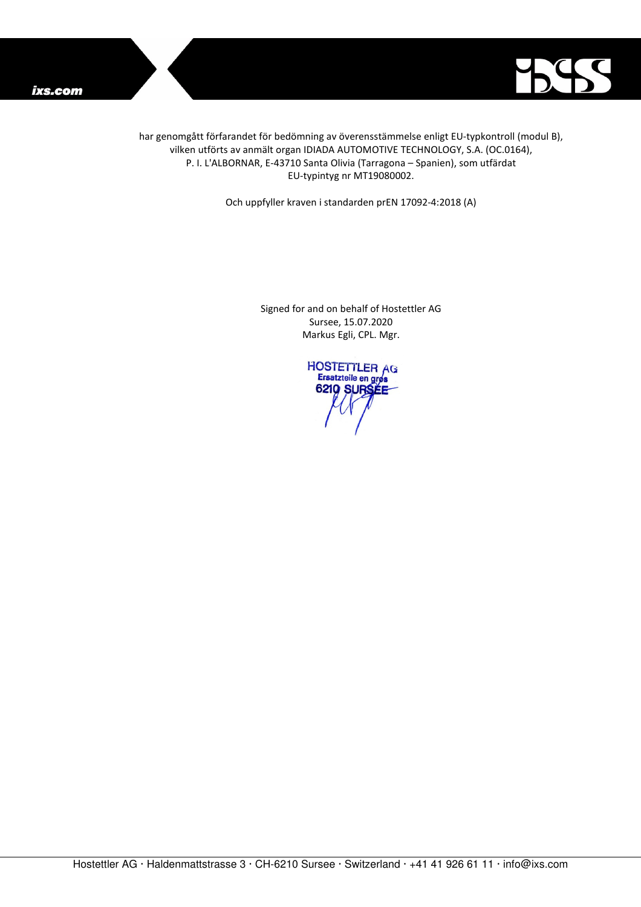har genomgått förfarandet för bedömning av överensstämmelse enligt EU-typkontroll (modul B), vilken utförts av anmält organ IDIADA AUTOMOTIVE TECHNOLOGY, S.A. (OC.0164), P. I. L'ALBORNAR, E-43710 Santa Olivia (Tarragona – Spanien), som utfärdat EU-typintyg nr MT19080002.

Och uppfyller kraven i standarden prEN 17092-4:2018 (A)

Signed for and on behalf of Hostettler AG
Sursee, 15.07.2020
Markus Egli, CPL. Mgr.

HOSTETTLER AG
Ersatzteile en gros
6210 SURSEE